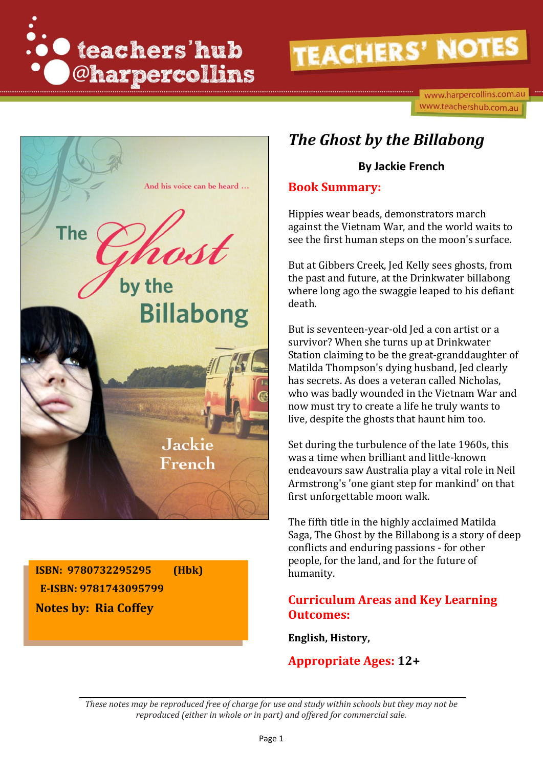teachers'hub @harpercollins

TEACHERS' NOTES

www.harpercollins.com.au
www.teachershub.com.au

# *The Ghost by the Billabong*

**By Jackie French**

## Book Summary:

Hippies wear beads, demonstrators march against the Vietnam War, and the world waits to see the first human steps on the moon's surface.

But at Gibbers Creek, Jed Kelly sees ghosts, from the past and future, at the Drinkwater billabong where long ago the swaggie leaped to his defiant death.

But is seventeen-year-old Jed a con artist or a survivor? When she turns up at Drinkwater Station claiming to be the great-granddaughter of Matilda Thompson's dying husband, Jed clearly has secrets. As does a veteran called Nicholas, who was badly wounded in the Vietnam War and now must try to create a life he truly wants to live, despite the ghosts that haunt him too.

Set during the turbulence of the late 1960s, this was a time when brilliant and little-known endeavours saw Australia play a vital role in Neil Armstrong's 'one giant step for mankind' on that first unforgettable moon walk.

The fifth title in the highly acclaimed Matilda Saga, The Ghost by the Billabong is a story of deep conflicts and enduring passions - for other people, for the land, and for the future of humanity.

**ISBN: 9780732295295 (Hbk)**
**E-ISBN: 9781743095799**
**Notes by: Ria Coffey**

## Curriculum Areas and Key Learning Outcomes:

**English, History,**

## Appropriate Ages: **12+**

*These notes may be reproduced free of charge for use and study within schools but they may not be reproduced (either in whole or in part) and offered for commercial sale.*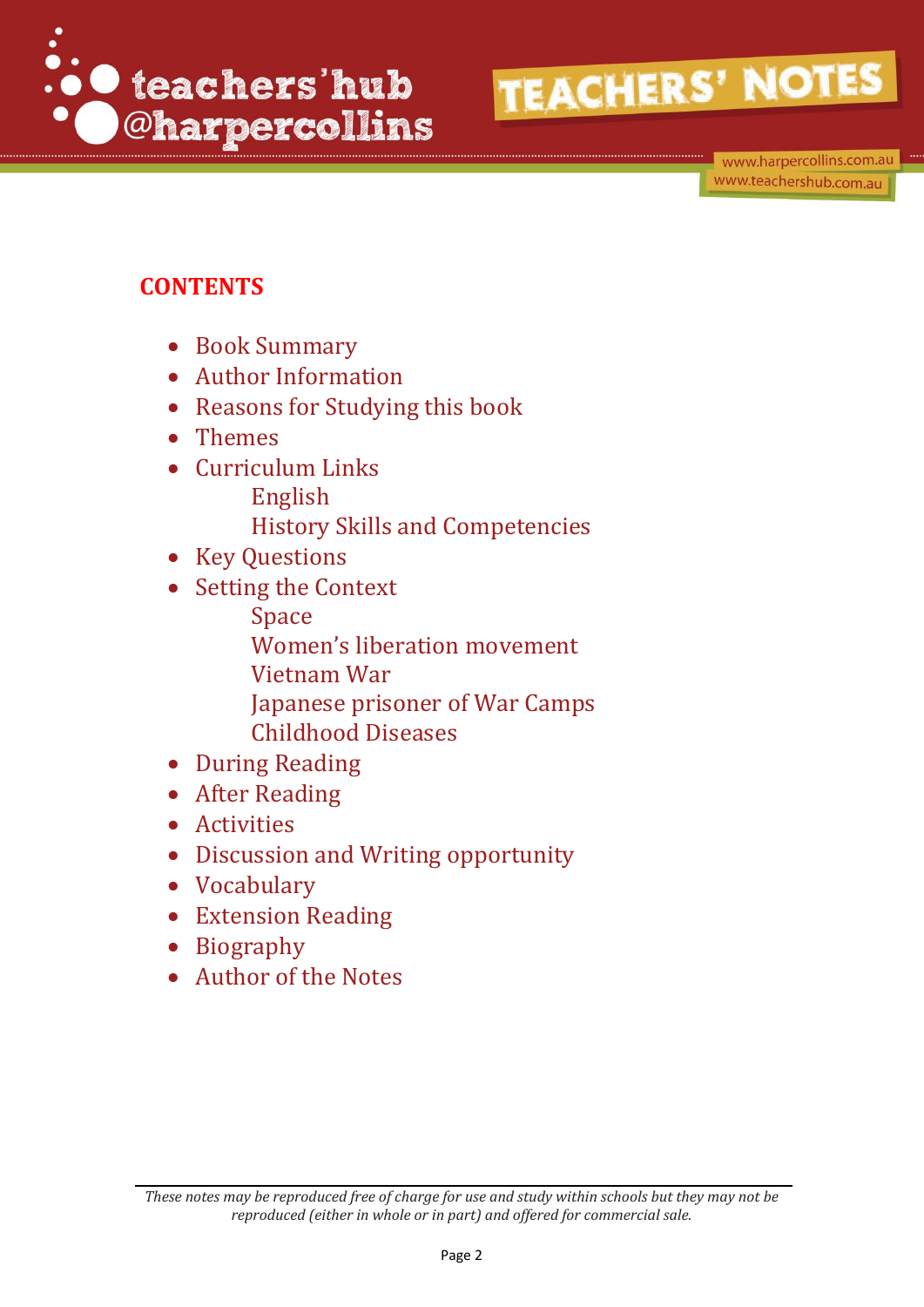## CONTENTS

- Book Summary
- Author Information
- Reasons for Studying this book
- Themes
- Curriculum Links
  - English
  - History Skills and Competencies
- Key Questions
- Setting the Context
  - Space
  - Women's liberation movement
  - Vietnam War
  - Japanese prisoner of War Camps
  - Childhood Diseases
- During Reading
- After Reading
- Activities
- Discussion and Writing opportunity
- Vocabulary
- Extension Reading
- Biography
- Author of the Notes

*These notes may be reproduced free of charge for use and study within schools but they may not be reproduced (either in whole or in part) and offered for commercial sale.*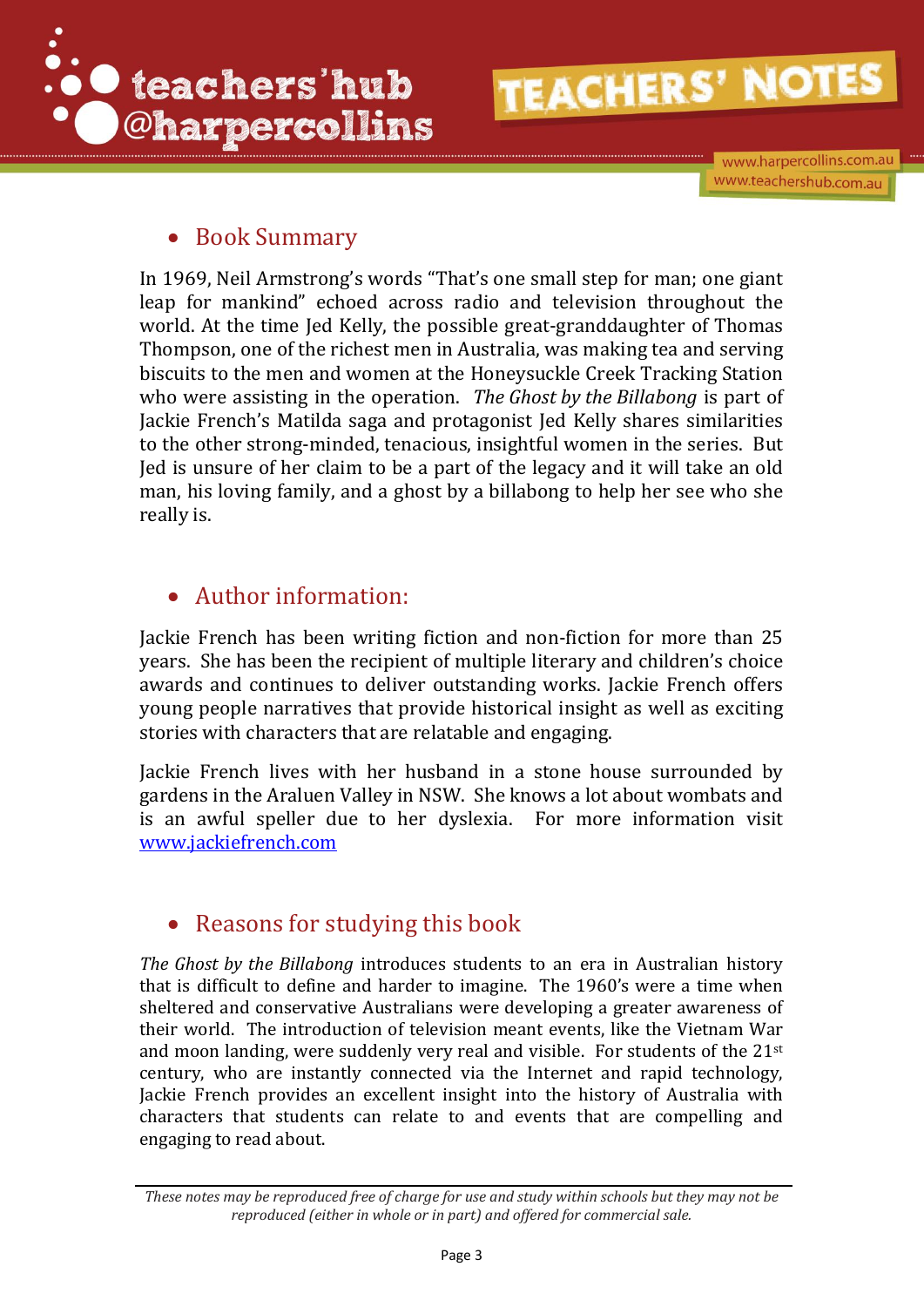## Book Summary

In 1969, Neil Armstrong's words "That's one small step for man; one giant leap for mankind" echoed across radio and television throughout the world. At the time Jed Kelly, the possible great-granddaughter of Thomas Thompson, one of the richest men in Australia, was making tea and serving biscuits to the men and women at the Honeysuckle Creek Tracking Station who were assisting in the operation. *The Ghost by the Billabong* is part of Jackie French's Matilda saga and protagonist Jed Kelly shares similarities to the other strong-minded, tenacious, insightful women in the series. But Jed is unsure of her claim to be a part of the legacy and it will take an old man, his loving family, and a ghost by a billabong to help her see who she really is.

## Author information:

Jackie French has been writing fiction and non-fiction for more than 25 years. She has been the recipient of multiple literary and children's choice awards and continues to deliver outstanding works. Jackie French offers young people narratives that provide historical insight as well as exciting stories with characters that are relatable and engaging.

Jackie French lives with her husband in a stone house surrounded by gardens in the Araluen Valley in NSW. She knows a lot about wombats and is an awful speller due to her dyslexia. For more information visit www.jackiefrench.com

## Reasons for studying this book

*The Ghost by the Billabong* introduces students to an era in Australian history that is difficult to define and harder to imagine. The 1960's were a time when sheltered and conservative Australians were developing a greater awareness of their world. The introduction of television meant events, like the Vietnam War and moon landing, were suddenly very real and visible. For students of the 21st century, who are instantly connected via the Internet and rapid technology, Jackie French provides an excellent insight into the history of Australia with characters that students can relate to and events that are compelling and engaging to read about.

*These notes may be reproduced free of charge for use and study within schools but they may not be reproduced (either in whole or in part) and offered for commercial sale.*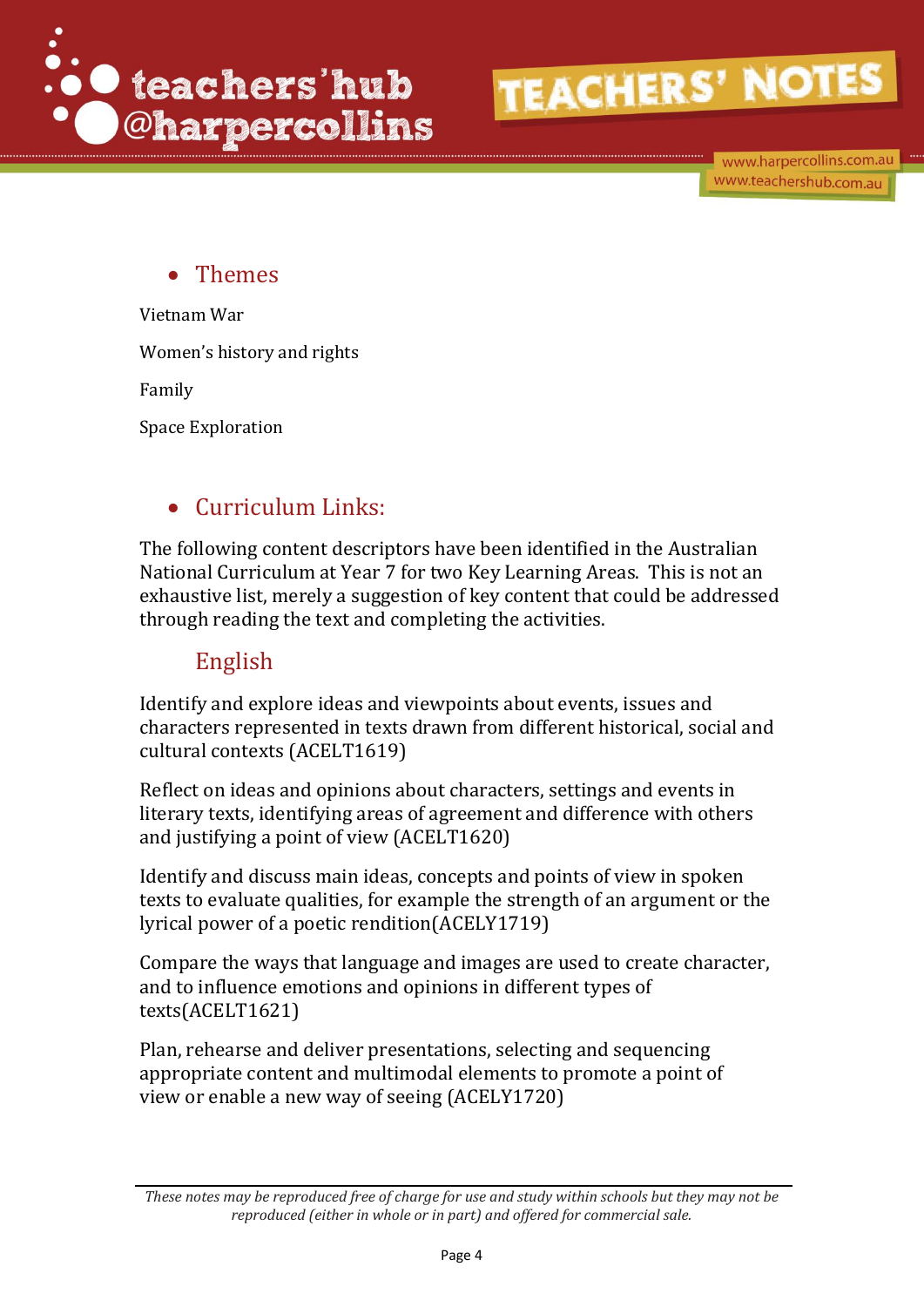- ## Themes

Vietnam War

Women's history and rights

Family

Space Exploration

- ## Curriculum Links:

The following content descriptors have been identified in the Australian National Curriculum at Year 7 for two Key Learning Areas. This is not an exhaustive list, merely a suggestion of key content that could be addressed through reading the text and completing the activities.

### English

Identify and explore ideas and viewpoints about events, issues and characters represented in texts drawn from different historical, social and cultural contexts (ACELT1619)

Reflect on ideas and opinions about characters, settings and events in literary texts, identifying areas of agreement and difference with others and justifying a point of view (ACELT1620)

Identify and discuss main ideas, concepts and points of view in spoken texts to evaluate qualities, for example the strength of an argument or the lyrical power of a poetic rendition(ACELY1719)

Compare the ways that language and images are used to create character, and to influence emotions and opinions in different types of texts(ACELT1621)

Plan, rehearse and deliver presentations, selecting and sequencing appropriate content and multimodal elements to promote a point of view or enable a new way of seeing (ACELY1720)

*These notes may be reproduced free of charge for use and study within schools but they may not be reproduced (either in whole or in part) and offered for commercial sale.*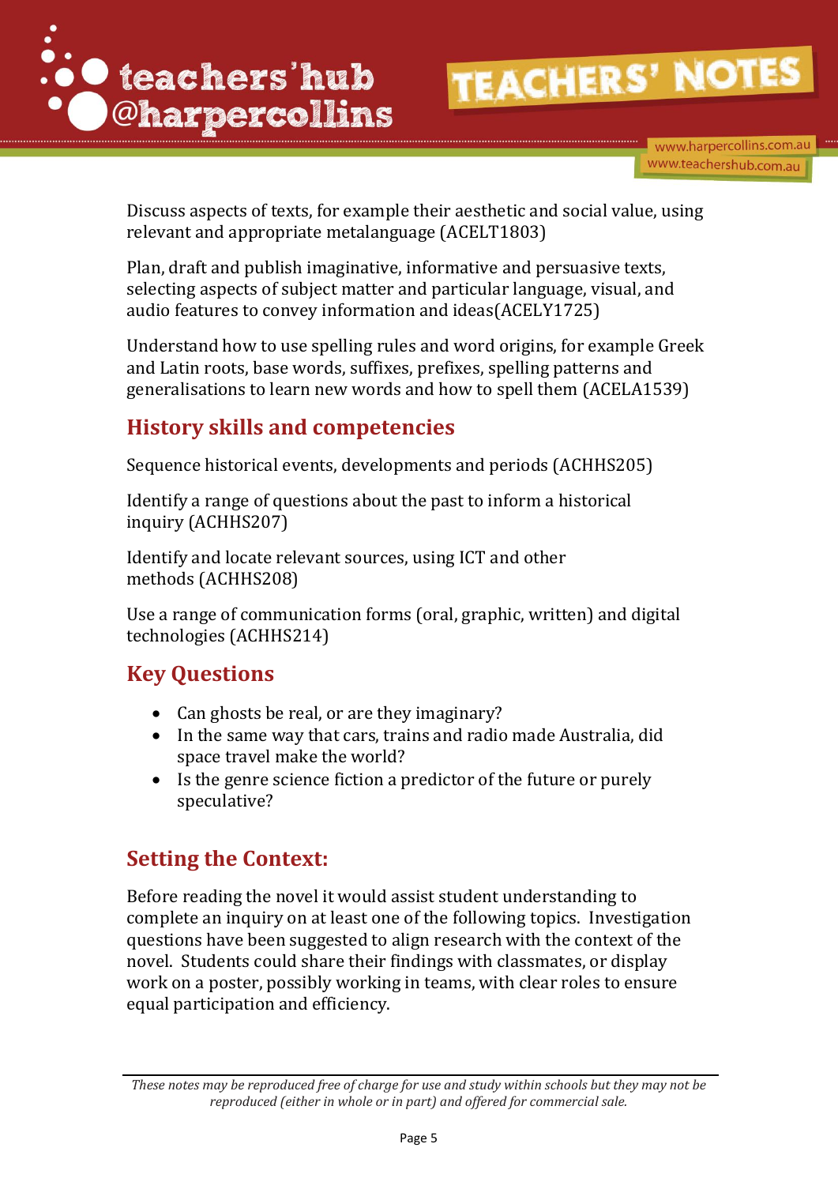Discuss aspects of texts, for example their aesthetic and social value, using relevant and appropriate metalanguage (ACELT1803)

Plan, draft and publish imaginative, informative and persuasive texts, selecting aspects of subject matter and particular language, visual, and audio features to convey information and ideas(ACELY1725)

Understand how to use spelling rules and word origins, for example Greek and Latin roots, base words, suffixes, prefixes, spelling patterns and generalisations to learn new words and how to spell them (ACELA1539)

## History skills and competences

Sequence historical events, developments and periods (ACHHS205)

Identify a range of questions about the past to inform a historical inquiry (ACHHS207)

Identify and locate relevant sources, using ICT and other methods (ACHHS208)

Use a range of communication forms (oral, graphic, written) and digital technologies (ACHHS214)

## Key Questions

- Can ghosts be real, or are they imaginary?
- In the same way that cars, trains and radio made Australia, did space travel make the world?
- Is the genre science fiction a predictor of the future or purely speculative?

## Setting the Context:

Before reading the novel it would assist student understanding to complete an inquiry on at least one of the following topics. Investigation questions have been suggested to align research with the context of the novel. Students could share their findings with classmates, or display work on a poster, possibly working in teams, with clear roles to ensure equal participation and efficiency.

*These notes may be reproduced free of charge for use and study within schools but they may not be reproduced (either in whole or in part) and offered for commercial sale.*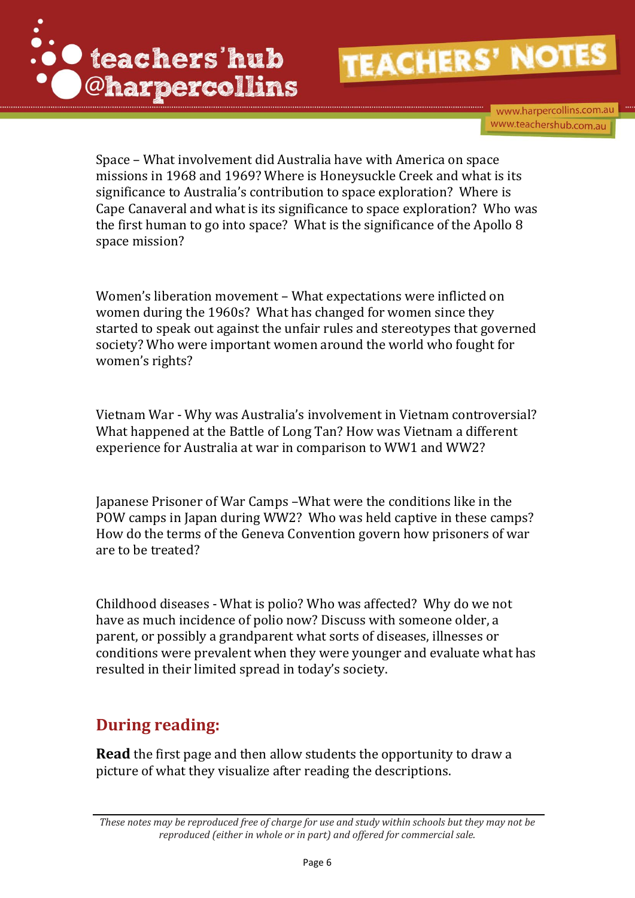Space – What involvement did Australia have with America on space missions in 1968 and 1969? Where is Honeysuckle Creek and what is its significance to Australia's contribution to space exploration? Where is Cape Canaveral and what is its significance to space exploration? Who was the first human to go into space? What is the significance of the Apollo 8 space mission?

Women's liberation movement – What expectations were inflicted on women during the 1960s? What has changed for women since they started to speak out against the unfair rules and stereotypes that governed society? Who were important women around the world who fought for women's rights?

Vietnam War - Why was Australia's involvement in Vietnam controversial? What happened at the Battle of Long Tan? How was Vietnam a different experience for Australia at war in comparison to WW1 and WW2?

Japanese Prisoner of War Camps –What were the conditions like in the POW camps in Japan during WW2? Who was held captive in these camps? How do the terms of the Geneva Convention govern how prisoners of war are to be treated?

Childhood diseases - What is polio? Who was affected? Why do we not have as much incidence of polio now? Discuss with someone older, a parent, or possibly a grandparent what sorts of diseases, illnesses or conditions were prevalent when they were younger and evaluate what has resulted in their limited spread in today's society.

## During reading:

**Read** the first page and then allow students the opportunity to draw a picture of what they visualize after reading the descriptions.

*These notes may be reproduced free of charge for use and study within schools but they may not be reproduced (either in whole or in part) and offered for commercial sale.*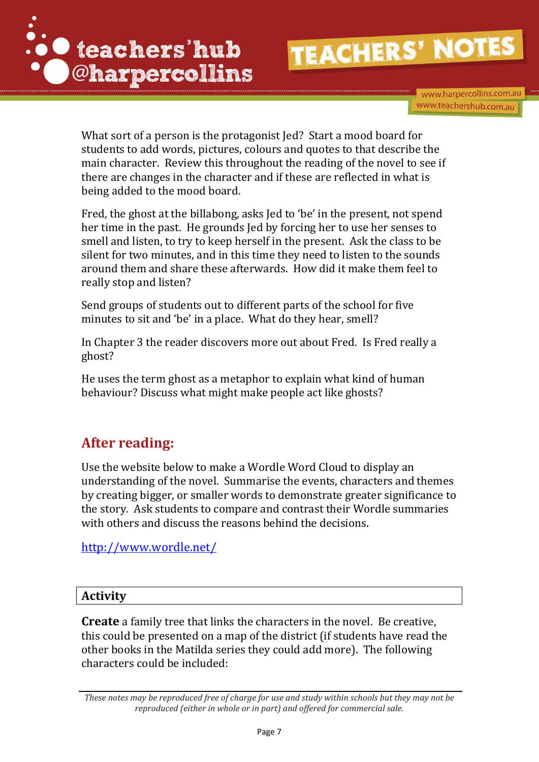What sort of a person is the protagonist Jed? Start a mood board for students to add words, pictures, colours and quotes to that describe the main character. Review this throughout the reading of the novel to see if there are changes in the character and if these are reflected in what is being added to the mood board.

Fred, the ghost at the billabong, asks Jed to 'be' in the present, not spend her time in the past. He grounds Jed by forcing her to use her senses to smell and listen, to try to keep herself in the present. Ask the class to be silent for two minutes, and in this time they need to listen to the sounds around them and share these afterwards. How did it make them feel to really stop and listen?

Send groups of students out to different parts of the school for five minutes to sit and 'be' in a place. What do they hear, smell?

In Chapter 3 the reader discovers more out about Fred. Is Fred really a ghost?

He uses the term ghost as a metaphor to explain what kind of human behaviour? Discuss what might make people act like ghosts?

## After reading:

Use the website below to make a Wordle Word Cloud to display an understanding of the novel. Summarise the events, characters and themes by creating bigger, or smaller words to demonstrate greater significance to the story. Ask students to compare and contrast their Wordle summaries with others and discuss the reasons behind the decisions.

http://www.wordle.net/

| **Activity** |
|---|

**Create** a family tree that links the characters in the novel. Be creative, this could be presented on a map of the district (if students have read the other books in the Matilda series they could add more). The following characters could be included:

*These notes may be reproduced free of charge for use and study within schools but they may not be reproduced (either in whole or in part) and offered for commercial sale.*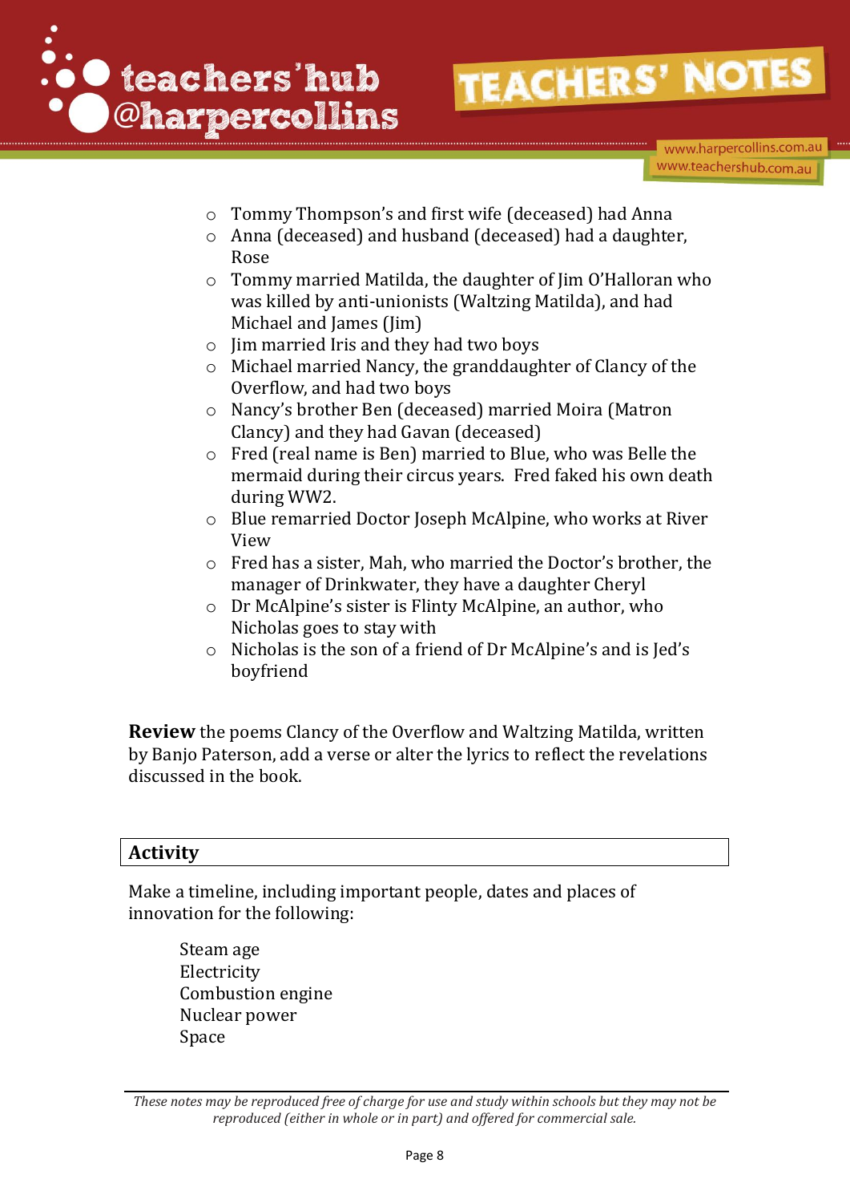- Tommy Thompson's and first wife (deceased) had Anna
- Anna (deceased) and husband (deceased) had a daughter, Rose
- Tommy married Matilda, the daughter of Jim O'Halloran who was killed by anti-unionists (Waltzing Matilda), and had Michael and James (Jim)
- Jim married Iris and they had two boys
- Michael married Nancy, the granddaughter of Clancy of the Overflow, and had two boys
- Nancy's brother Ben (deceased) married Moira (Matron Clancy) and they had Gavan (deceased)
- Fred (real name is Ben) married to Blue, who was Belle the mermaid during their circus years. Fred faked his own death during WW2.
- Blue remarried Doctor Joseph McAlpine, who works at River View
- Fred has a sister, Mah, who married the Doctor's brother, the manager of Drinkwater, they have a daughter Cheryl
- Dr McAlpine's sister is Flinty McAlpine, an author, who Nicholas goes to stay with
- Nicholas is the son of a friend of Dr McAlpine's and is Jed's boyfriend

**Review** the poems Clancy of the Overflow and Waltzing Matilda, written by Banjo Paterson, add a verse or alter the lyrics to reflect the revelations discussed in the book.

## Activity

Make a timeline, including important people, dates and places of innovation for the following:

Steam age
Electricity
Combustion engine
Nuclear power
Space

*These notes may be reproduced free of charge for use and study within schools but they may not be reproduced (either in whole or in part) and offered for commercial sale.*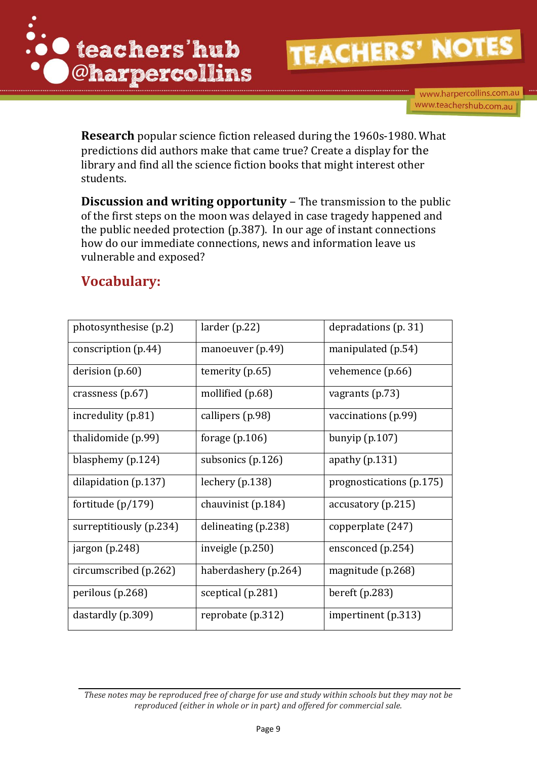**Research** popular science fiction released during the 1960s-1980. What predictions did authors make that came true? Create a display for the library and find all the science fiction books that might interest other students.

**Discussion and writing opportunity** – The transmission to the public of the first steps on the moon was delayed in case tragedy happened and the public needed protection (p.387). In our age of instant connections how do our immediate connections, news and information leave us vulnerable and exposed?

## Vocabulary:

| | | |
|---|---|---|
| photosynthesise (p.2) | larder (p.22) | depradations (p. 31) |
| conscription (p.44) | manoeuver (p.49) | manipulated (p.54) |
| derision (p.60) | temerity (p.65) | vehemence (p.66) |
| crassness (p.67) | mollified (p.68) | vagrants (p.73) |
| incredulity (p.81) | callipers (p.98) | vaccinations (p.99) |
| thalidomide (p.99) | forage (p.106) | bunyip (p.107) |
| blasphemy (p.124) | subsonics (p.126) | apathy (p.131) |
| dilapidation (p.137) | lechery (p.138) | prognostications (p.175) |
| fortitude (p/179) | chauvinist (p.184) | accusatory (p.215) |
| surreptitiously (p.234) | delineating (p.238) | copperplate (247) |
| jargon (p.248) | inveigle (p.250) | ensconced (p.254) |
| circumscribed (p.262) | haberdashery (p.264) | magnitude (p.268) |
| perilous (p.268) | sceptical (p.281) | bereft (p.283) |
| dastardly (p.309) | reprobate (p.312) | impertinent (p.313) |

*These notes may be reproduced free of charge for use and study within schools but they may not be reproduced (either in whole or in part) and offered for commercial sale.*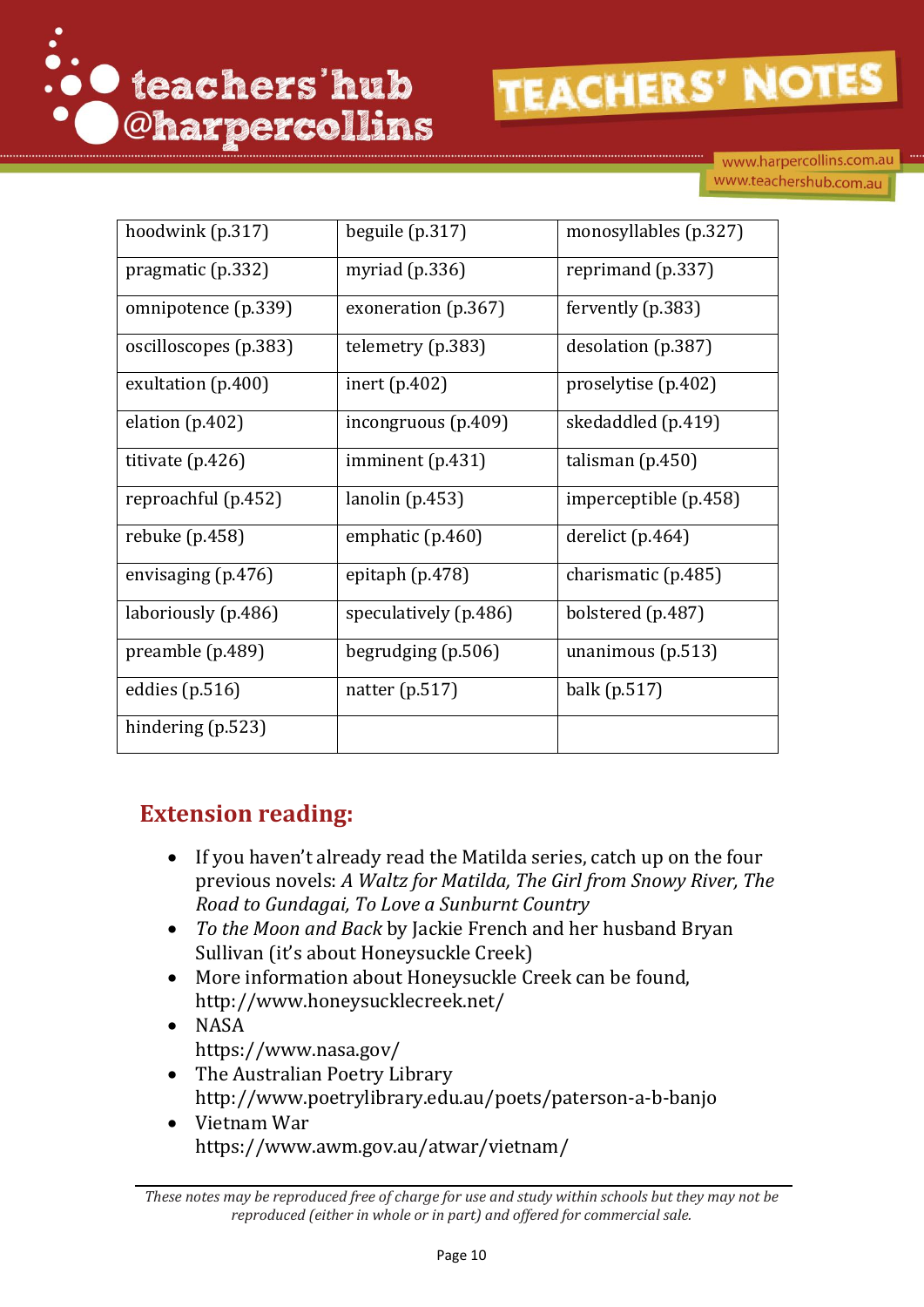| | | |
|---|---|---|
| hoodwink (p.317) | beguile (p.317) | monosyllables (p.327) |
| pragmatic (p.332) | myriad (p.336) | reprimand (p.337) |
| omnipotence (p.339) | exoneration (p.367) | fervently (p.383) |
| oscilloscopes (p.383) | telemetry (p.383) | desolation (p.387) |
| exultation (p.400) | inert (p.402) | proselytise (p.402) |
| elation (p.402) | incongruous (p.409) | skedaddled (p.419) |
| titivate (p.426) | imminent (p.431) | talisman (p.450) |
| reproachful (p.452) | lanolin (p.453) | imperceptible (p.458) |
| rebuke (p.458) | emphatic (p.460) | derelict (p.464) |
| envisaging (p.476) | epitaph (p.478) | charismatic (p.485) |
| laboriously (p.486) | speculatively (p.486) | bolstered (p.487) |
| preamble (p.489) | begrudging (p.506) | unanimous (p.513) |
| eddies (p.516) | natter (p.517) | balk (p.517) |
| hindering (p.523) | | |

## Extension reading:

- If you haven't already read the Matilda series, catch up on the four previous novels: *A Waltz for Matilda, The Girl from Snowy River, The Road to Gundagai, To Love a Sunburnt Country*
- *To the Moon and Back* by Jackie French and her husband Bryan Sullivan (it's about Honeysuckle Creek)
- More information about Honeysuckle Creek can be found, http://www.honeysucklecreek.net/
- NASA
  https://www.nasa.gov/
- The Australian Poetry Library
  http://www.poetrylibrary.edu.au/poets/paterson-a-b-banjo
- Vietnam War
  https://www.awm.gov.au/atwar/vietnam/

*These notes may be reproduced free of charge for use and study within schools but they may not be reproduced (either in whole or in part) and offered for commercial sale.*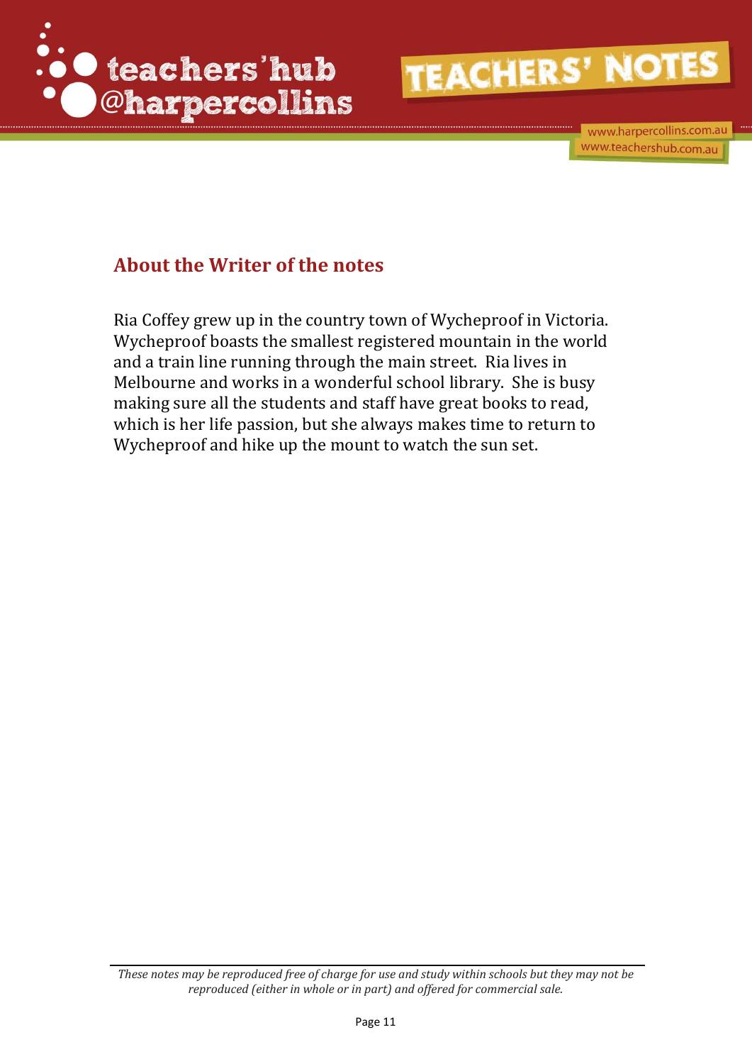## About the Writer of the notes

Ria Coffey grew up in the country town of Wycheproof in Victoria. Wycheproof boasts the smallest registered mountain in the world and a train line running through the main street. Ria lives in Melbourne and works in a wonderful school library. She is busy making sure all the students and staff have great books to read, which is her life passion, but she always makes time to return to Wycheproof and hike up the mount to watch the sun set.

*These notes may be reproduced free of charge for use and study within schools but they may not be reproduced (either in whole or in part) and offered for commercial sale.*